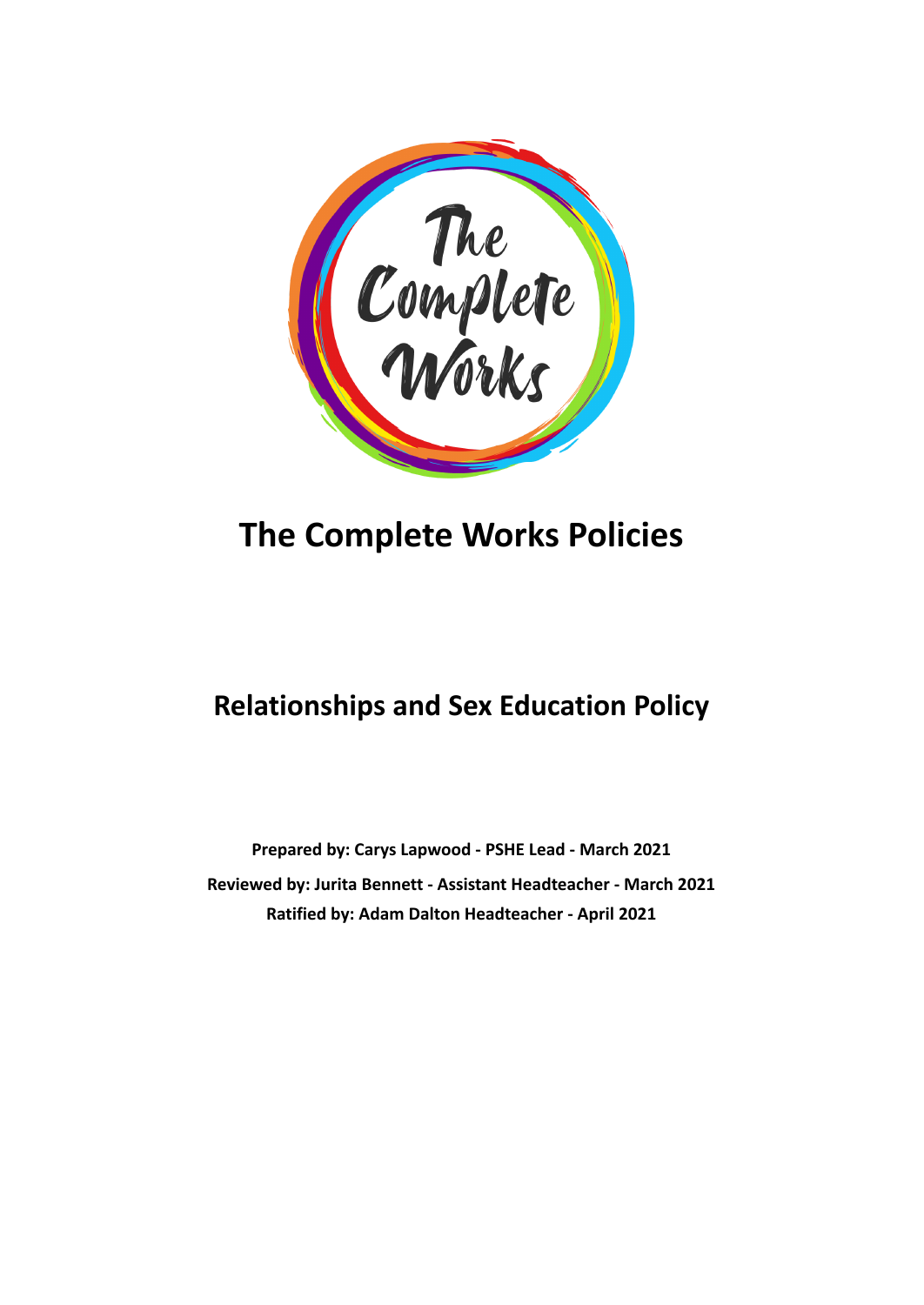# The Complete Works Policies

## Relationships and Sex Education Policy

**Prepared by: Carys Lapwood - PSHE Lead - March 2021**

**Reviewed by: Jurita Bennett - Assistant Headteacher - March 2021**

**Ratified by: Adam Dalton Headteacher - April 2021**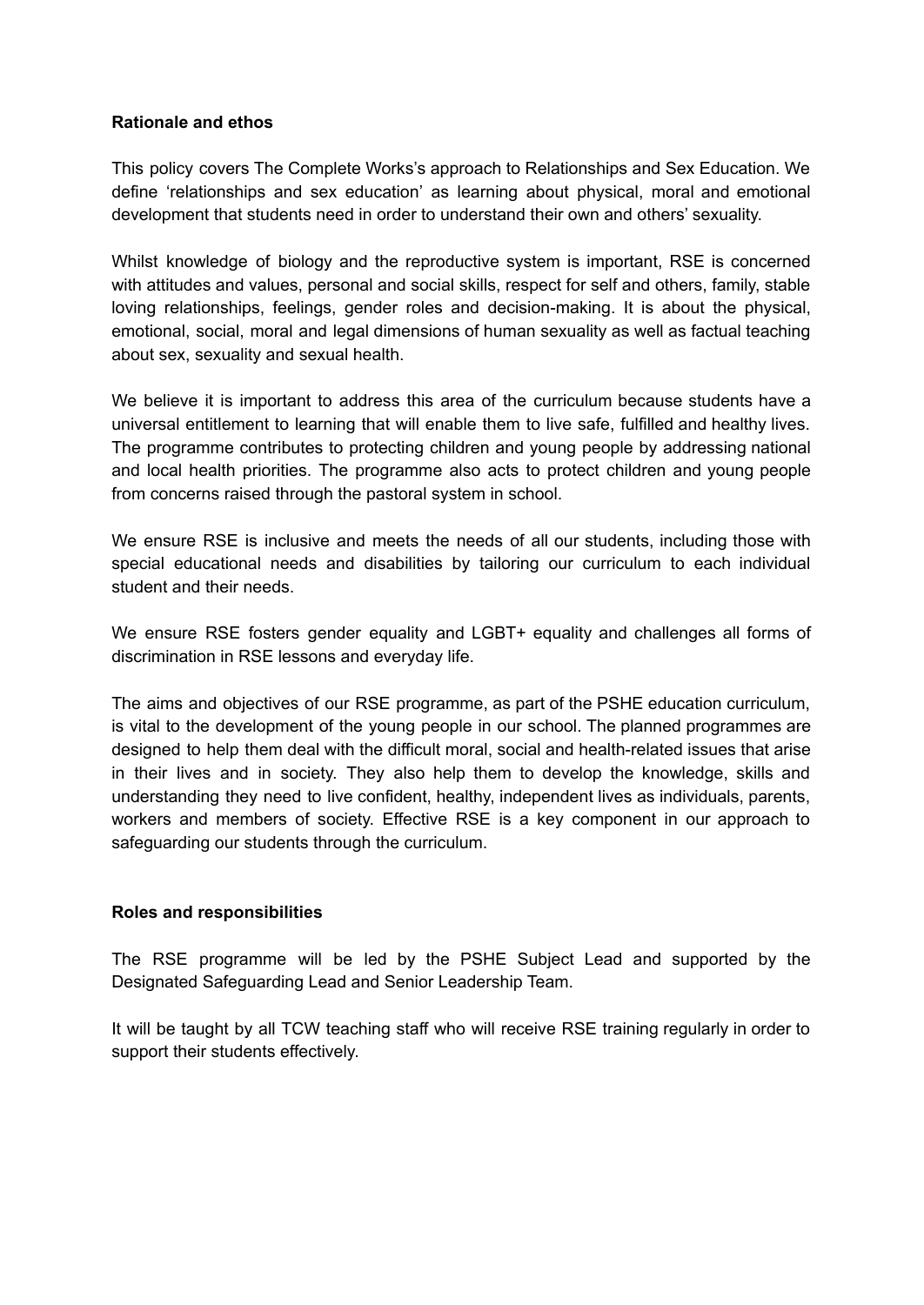**Rationale and ethos**

This policy covers The Complete Works's approach to Relationships and Sex Education. We define 'relationships and sex education' as learning about physical, moral and emotional development that students need in order to understand their own and others' sexuality.

Whilst knowledge of biology and the reproductive system is important, RSE is concerned with attitudes and values, personal and social skills, respect for self and others, family, stable loving relationships, feelings, gender roles and decision-making. It is about the physical, emotional, social, moral and legal dimensions of human sexuality as well as factual teaching about sex, sexuality and sexual health.

We believe it is important to address this area of the curriculum because students have a universal entitlement to learning that will enable them to live safe, fulfilled and healthy lives. The programme contributes to protecting children and young people by addressing national and local health priorities. The programme also acts to protect children and young people from concerns raised through the pastoral system in school.

We ensure RSE is inclusive and meets the needs of all our students, including those with special educational needs and disabilities by tailoring our curriculum to each individual student and their needs.

We ensure RSE fosters gender equality and LGBT+ equality and challenges all forms of discrimination in RSE lessons and everyday life.

The aims and objectives of our RSE programme, as part of the PSHE education curriculum, is vital to the development of the young people in our school. The planned programmes are designed to help them deal with the difficult moral, social and health-related issues that arise in their lives and in society. They also help them to develop the knowledge, skills and understanding they need to live confident, healthy, independent lives as individuals, parents, workers and members of society. Effective RSE is a key component in our approach to safeguarding our students through the curriculum.

**Roles and responsibilities**

The RSE programme will be led by the PSHE Subject Lead and supported by the Designated Safeguarding Lead and Senior Leadership Team.

It will be taught by all TCW teaching staff who will receive RSE training regularly in order to support their students effectively.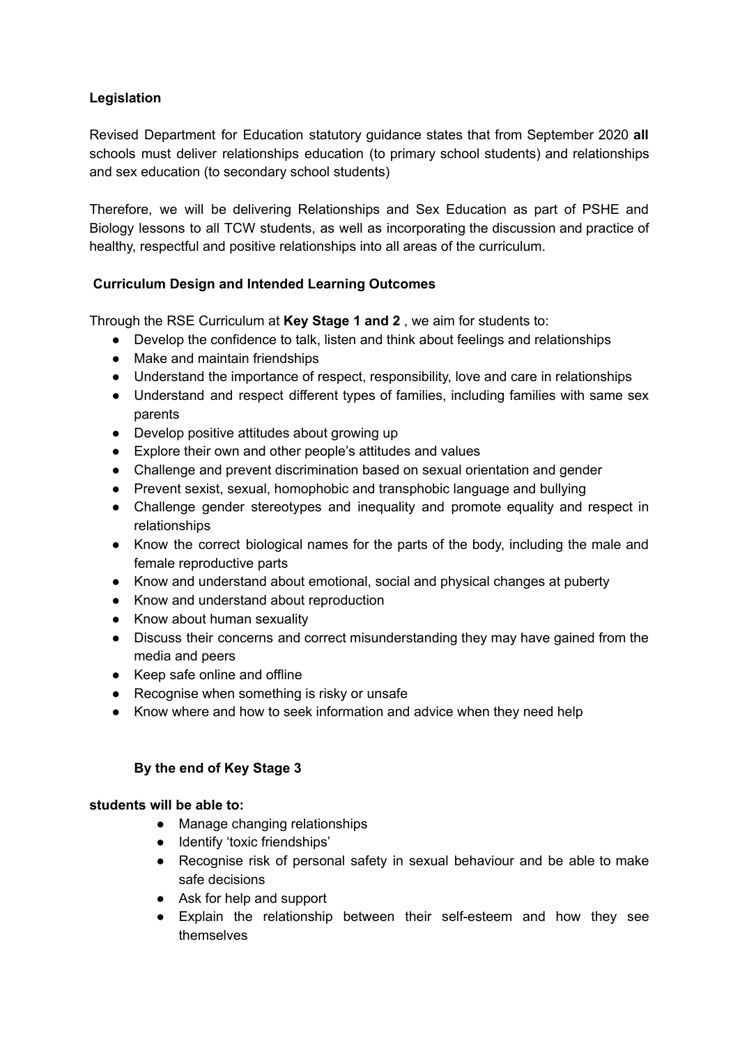**Legislation**

Revised Department for Education statutory guidance states that from September 2020 **all** schools must deliver relationships education (to primary school students) and relationships and sex education (to secondary school students)

Therefore, we will be delivering Relationships and Sex Education as part of PSHE and Biology lessons to all TCW students, as well as incorporating the discussion and practice of healthy, respectful and positive relationships into all areas of the curriculum.

**Curriculum Design and Intended Learning Outcomes**

Through the RSE Curriculum at **Key Stage 1 and 2** , we aim for students to:

- Develop the confidence to talk, listen and think about feelings and relationships
- Make and maintain friendships
- Understand the importance of respect, responsibility, love and care in relationships
- Understand and respect different types of families, including families with same sex parents
- Develop positive attitudes about growing up
- Explore their own and other people's attitudes and values
- Challenge and prevent discrimination based on sexual orientation and gender
- Prevent sexist, sexual, homophobic and transphobic language and bullying
- Challenge gender stereotypes and inequality and promote equality and respect in relationships
- Know the correct biological names for the parts of the body, including the male and female reproductive parts
- Know and understand about emotional, social and physical changes at puberty
- Know and understand about reproduction
- Know about human sexuality
- Discuss their concerns and correct misunderstanding they may have gained from the media and peers
- Keep safe online and offline
- Recognise when something is risky or unsafe
- Know where and how to seek information and advice when they need help

**By the end of Key Stage 3**

**students will be able to:**

- Manage changing relationships
- Identify 'toxic friendships'
- Recognise risk of personal safety in sexual behaviour and be able to make safe decisions
- Ask for help and support
- Explain the relationship between their self-esteem and how they see themselves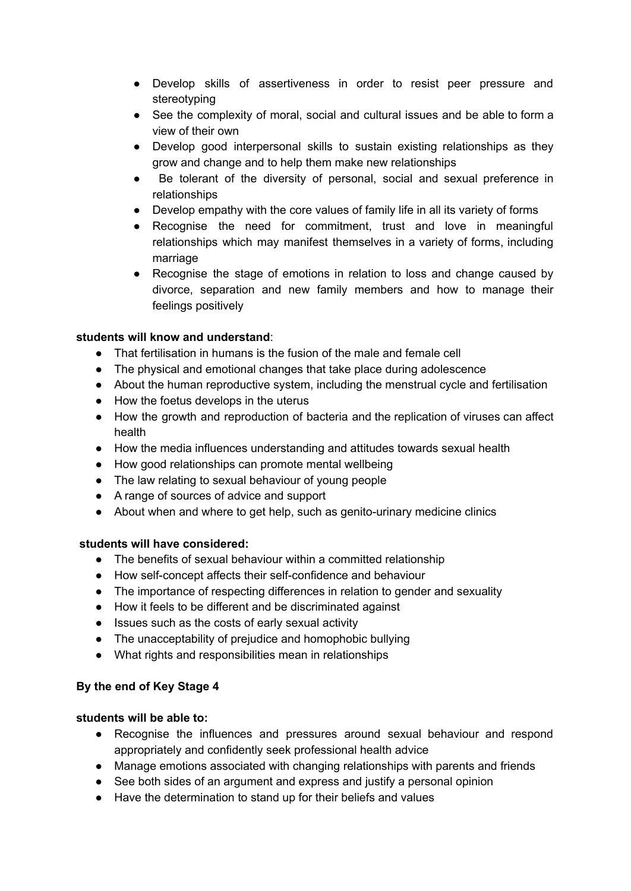- Develop skills of assertiveness in order to resist peer pressure and stereotyping
- See the complexity of moral, social and cultural issues and be able to form a view of their own
- Develop good interpersonal skills to sustain existing relationships as they grow and change and to help them make new relationships
- Be tolerant of the diversity of personal, social and sexual preference in relationships
- Develop empathy with the core values of family life in all its variety of forms
- Recognise the need for commitment, trust and love in meaningful relationships which may manifest themselves in a variety of forms, including marriage
- Recognise the stage of emotions in relation to loss and change caused by divorce, separation and new family members and how to manage their feelings positively

**students will know and understand**:

- That fertilisation in humans is the fusion of the male and female cell
- The physical and emotional changes that take place during adolescence
- About the human reproductive system, including the menstrual cycle and fertilisation
- How the foetus develops in the uterus
- How the growth and reproduction of bacteria and the replication of viruses can affect health
- How the media influences understanding and attitudes towards sexual health
- How good relationships can promote mental wellbeing
- The law relating to sexual behaviour of young people
- A range of sources of advice and support
- About when and where to get help, such as genito-urinary medicine clinics

**students will have considered:**

- The benefits of sexual behaviour within a committed relationship
- How self-concept affects their self-confidence and behaviour
- The importance of respecting differences in relation to gender and sexuality
- How it feels to be different and be discriminated against
- Issues such as the costs of early sexual activity
- The unacceptability of prejudice and homophobic bullying
- What rights and responsibilities mean in relationships

**By the end of Key Stage 4**

**students will be able to:**

- Recognise the influences and pressures around sexual behaviour and respond appropriately and confidently seek professional health advice
- Manage emotions associated with changing relationships with parents and friends
- See both sides of an argument and express and justify a personal opinion
- Have the determination to stand up for their beliefs and values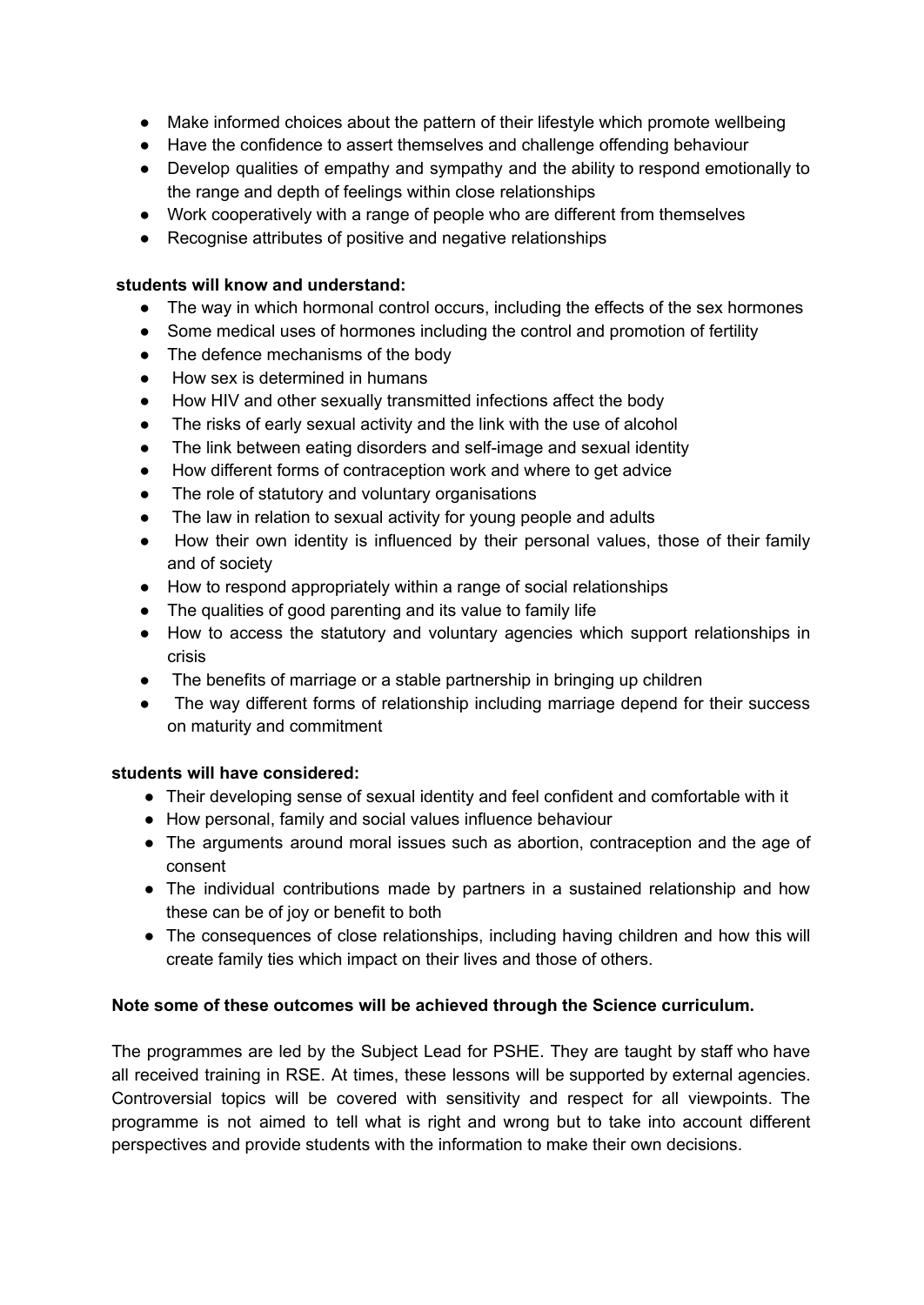- Make informed choices about the pattern of their lifestyle which promote wellbeing
- Have the confidence to assert themselves and challenge offending behaviour
- Develop qualities of empathy and sympathy and the ability to respond emotionally to the range and depth of feelings within close relationships
- Work cooperatively with a range of people who are different from themselves
- Recognise attributes of positive and negative relationships

**students will know and understand:**

- The way in which hormonal control occurs, including the effects of the sex hormones
- Some medical uses of hormones including the control and promotion of fertility
- The defence mechanisms of the body
- How sex is determined in humans
- How HIV and other sexually transmitted infections affect the body
- The risks of early sexual activity and the link with the use of alcohol
- The link between eating disorders and self-image and sexual identity
- How different forms of contraception work and where to get advice
- The role of statutory and voluntary organisations
- The law in relation to sexual activity for young people and adults
- How their own identity is influenced by their personal values, those of their family and of society
- How to respond appropriately within a range of social relationships
- The qualities of good parenting and its value to family life
- How to access the statutory and voluntary agencies which support relationships in crisis
- The benefits of marriage or a stable partnership in bringing up children
- The way different forms of relationship including marriage depend for their success on maturity and commitment

**students will have considered:**

- Their developing sense of sexual identity and feel confident and comfortable with it
- How personal, family and social values influence behaviour
- The arguments around moral issues such as abortion, contraception and the age of consent
- The individual contributions made by partners in a sustained relationship and how these can be of joy or benefit to both
- The consequences of close relationships, including having children and how this will create family ties which impact on their lives and those of others.

**Note some of these outcomes will be achieved through the Science curriculum.**

The programmes are led by the Subject Lead for PSHE. They are taught by staff who have all received training in RSE. At times, these lessons will be supported by external agencies. Controversial topics will be covered with sensitivity and respect for all viewpoints. The programme is not aimed to tell what is right and wrong but to take into account different perspectives and provide students with the information to make their own decisions.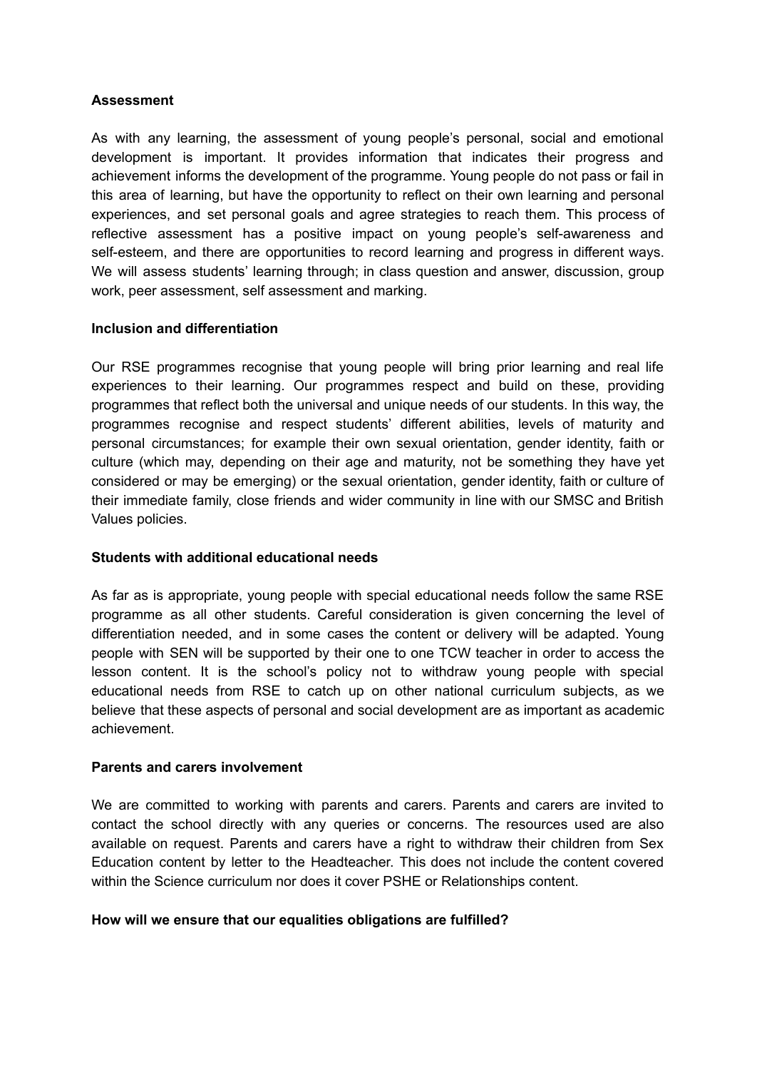**Assessment**

As with any learning, the assessment of young people's personal, social and emotional development is important. It provides information that indicates their progress and achievement informs the development of the programme. Young people do not pass or fail in this area of learning, but have the opportunity to reflect on their own learning and personal experiences, and set personal goals and agree strategies to reach them. This process of reflective assessment has a positive impact on young people's self-awareness and self-esteem, and there are opportunities to record learning and progress in different ways. We will assess students' learning through; in class question and answer, discussion, group work, peer assessment, self assessment and marking.

**Inclusion and differentiation**

Our RSE programmes recognise that young people will bring prior learning and real life experiences to their learning. Our programmes respect and build on these, providing programmes that reflect both the universal and unique needs of our students. In this way, the programmes recognise and respect students' different abilities, levels of maturity and personal circumstances; for example their own sexual orientation, gender identity, faith or culture (which may, depending on their age and maturity, not be something they have yet considered or may be emerging) or the sexual orientation, gender identity, faith or culture of their immediate family, close friends and wider community in line with our SMSC and British Values policies.

**Students with additional educational needs**

As far as is appropriate, young people with special educational needs follow the same RSE programme as all other students. Careful consideration is given concerning the level of differentiation needed, and in some cases the content or delivery will be adapted. Young people with SEN will be supported by their one to one TCW teacher in order to access the lesson content. It is the school's policy not to withdraw young people with special educational needs from RSE to catch up on other national curriculum subjects, as we believe that these aspects of personal and social development are as important as academic achievement.

**Parents and carers involvement**

We are committed to working with parents and carers. Parents and carers are invited to contact the school directly with any queries or concerns. The resources used are also available on request. Parents and carers have a right to withdraw their children from Sex Education content by letter to the Headteacher. This does not include the content covered within the Science curriculum nor does it cover PSHE or Relationships content.

**How will we ensure that our equalities obligations are fulfilled?**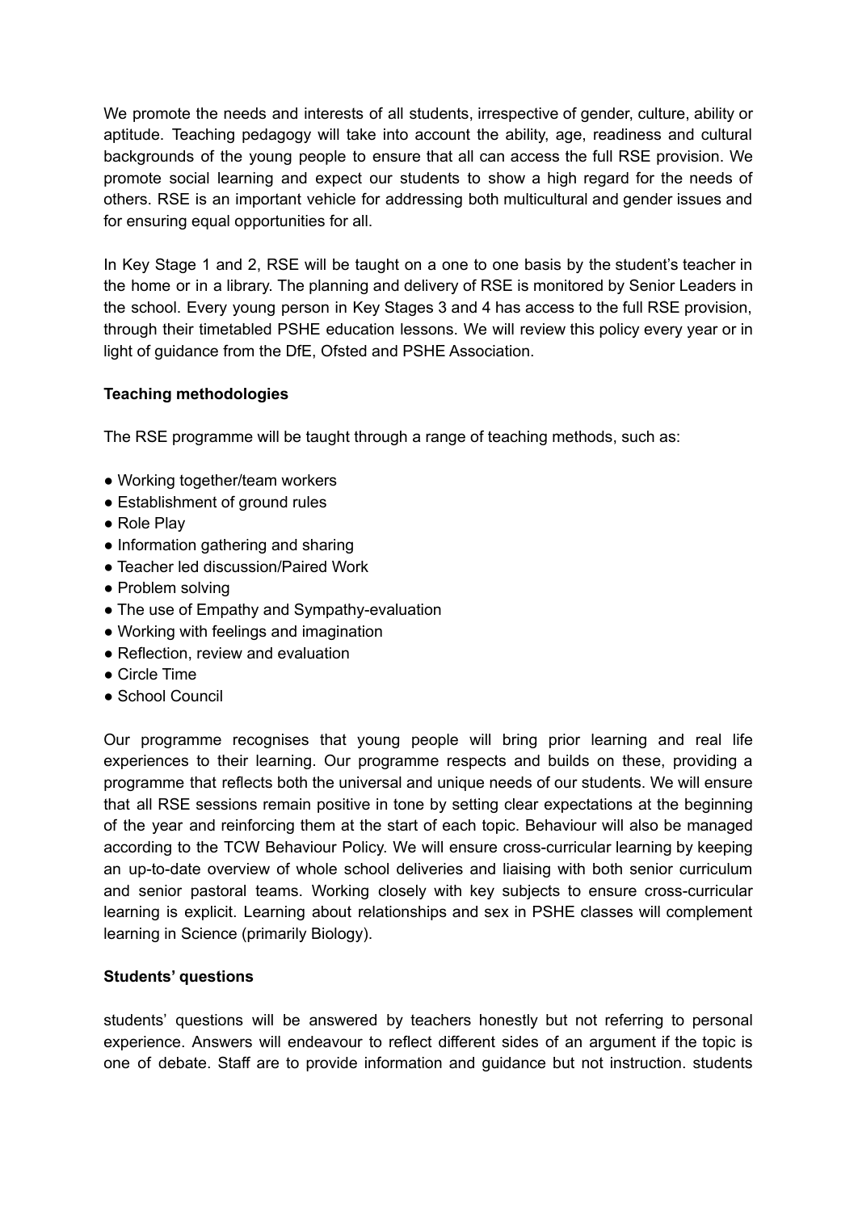We promote the needs and interests of all students, irrespective of gender, culture, ability or aptitude. Teaching pedagogy will take into account the ability, age, readiness and cultural backgrounds of the young people to ensure that all can access the full RSE provision. We promote social learning and expect our students to show a high regard for the needs of others. RSE is an important vehicle for addressing both multicultural and gender issues and for ensuring equal opportunities for all.

In Key Stage 1 and 2, RSE will be taught on a one to one basis by the student's teacher in the home or in a library. The planning and delivery of RSE is monitored by Senior Leaders in the school. Every young person in Key Stages 3 and 4 has access to the full RSE provision, through their timetabled PSHE education lessons. We will review this policy every year or in light of guidance from the DfE, Ofsted and PSHE Association.

**Teaching methodologies**

The RSE programme will be taught through a range of teaching methods, such as:

- Working together/team workers
- Establishment of ground rules
- Role Play
- Information gathering and sharing
- Teacher led discussion/Paired Work
- Problem solving
- The use of Empathy and Sympathy-evaluation
- Working with feelings and imagination
- Reflection, review and evaluation
- Circle Time
- School Council

Our programme recognises that young people will bring prior learning and real life experiences to their learning. Our programme respects and builds on these, providing a programme that reflects both the universal and unique needs of our students. We will ensure that all RSE sessions remain positive in tone by setting clear expectations at the beginning of the year and reinforcing them at the start of each topic. Behaviour will also be managed according to the TCW Behaviour Policy. We will ensure cross-curricular learning by keeping an up-to-date overview of whole school deliveries and liaising with both senior curriculum and senior pastoral teams. Working closely with key subjects to ensure cross-curricular learning is explicit. Learning about relationships and sex in PSHE classes will complement learning in Science (primarily Biology).

**Students' questions**

students' questions will be answered by teachers honestly but not referring to personal experience. Answers will endeavour to reflect different sides of an argument if the topic is one of debate. Staff are to provide information and guidance but not instruction. students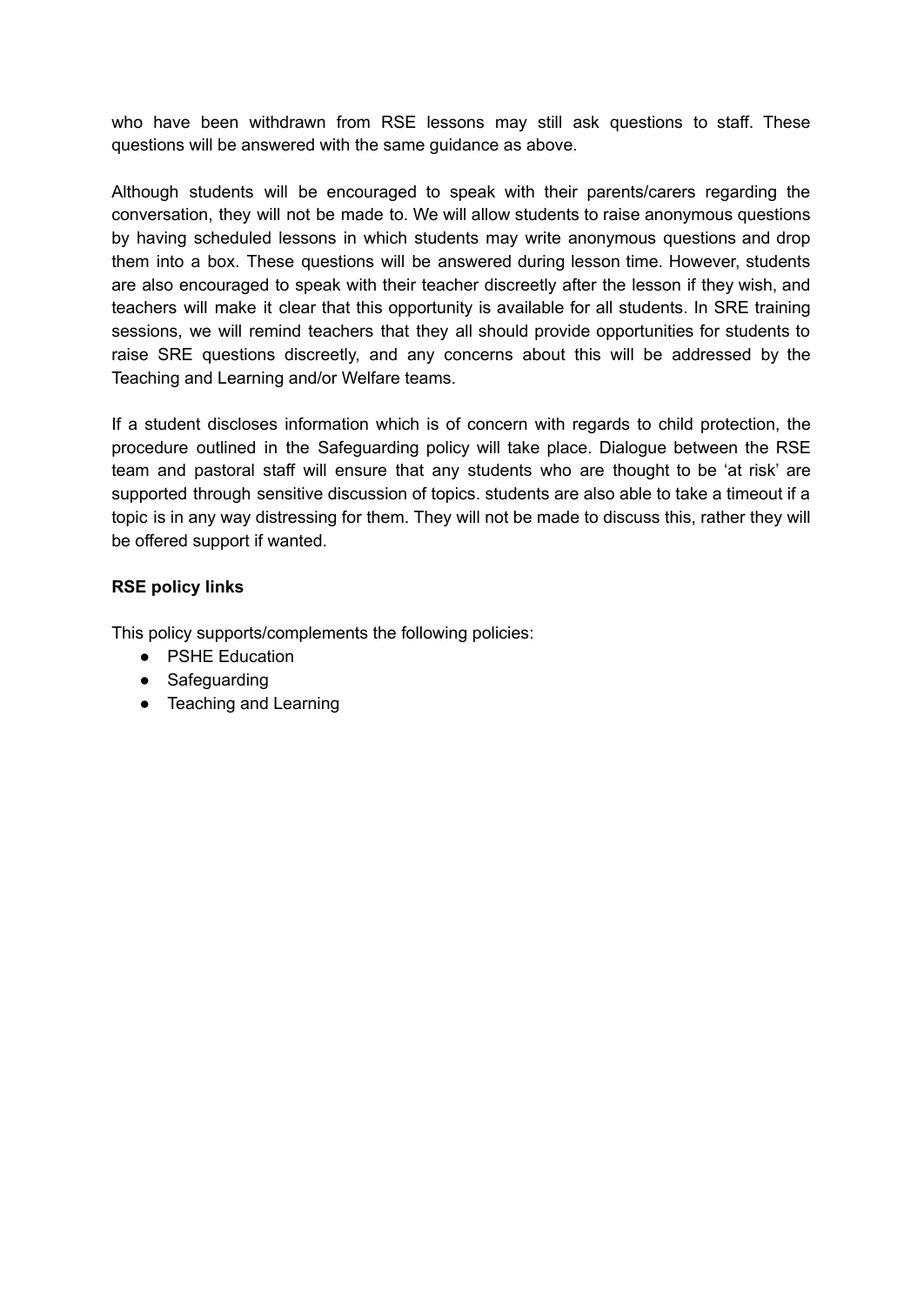who have been withdrawn from RSE lessons may still ask questions to staff. These questions will be answered with the same guidance as above.

Although students will be encouraged to speak with their parents/carers regarding the conversation, they will not be made to. We will allow students to raise anonymous questions by having scheduled lessons in which students may write anonymous questions and drop them into a box. These questions will be answered during lesson time. However, students are also encouraged to speak with their teacher discreetly after the lesson if they wish, and teachers will make it clear that this opportunity is available for all students. In SRE training sessions, we will remind teachers that they all should provide opportunities for students to raise SRE questions discreetly, and any concerns about this will be addressed by the Teaching and Learning and/or Welfare teams.

If a student discloses information which is of concern with regards to child protection, the procedure outlined in the Safeguarding policy will take place. Dialogue between the RSE team and pastoral staff will ensure that any students who are thought to be 'at risk' are supported through sensitive discussion of topics. students are also able to take a timeout if a topic is in any way distressing for them. They will not be made to discuss this, rather they will be offered support if wanted.

**RSE policy links**

This policy supports/complements the following policies:

- PSHE Education
- Safeguarding
- Teaching and Learning